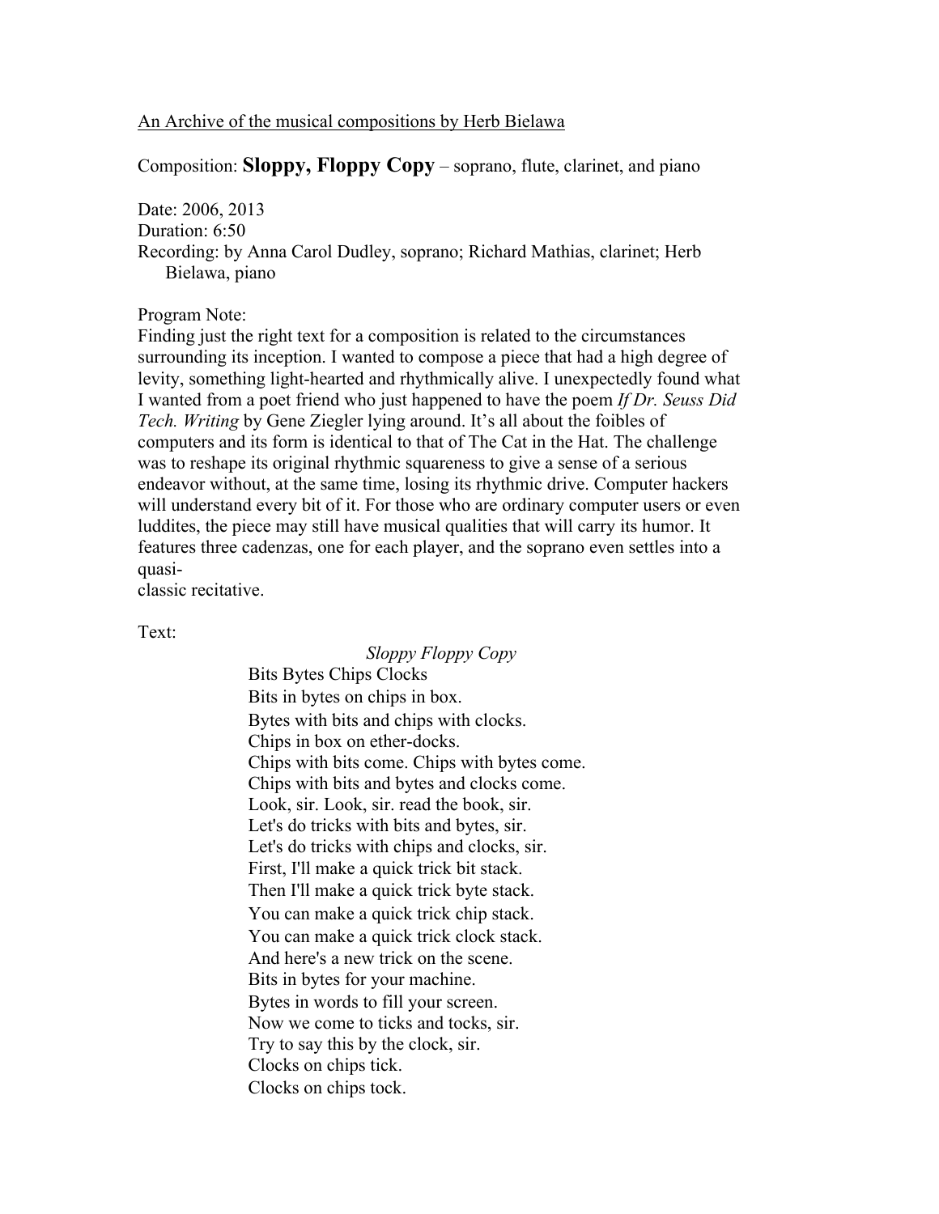An Archive of the musical compositions by Herb Bielawa

Composition: **Sloppy, Floppy Copy** – soprano, flute, clarinet, and piano

Date: 2006, 2013
Duration: 6:50
Recording: by Anna Carol Dudley, soprano; Richard Mathias, clarinet; Herb Bielawa, piano

Program Note:
Finding just the right text for a composition is related to the circumstances surrounding its inception. I wanted to compose a piece that had a high degree of levity, something light-hearted and rhythmically alive. I unexpectedly found what I wanted from a poet friend who just happened to have the poem *If Dr. Seuss Did Tech. Writing* by Gene Ziegler lying around. It's all about the foibles of computers and its form is identical to that of The Cat in the Hat. The challenge was to reshape its original rhythmic squareness to give a sense of a serious endeavor without, at the same time, losing its rhythmic drive. Computer hackers will understand every bit of it. For those who are ordinary computer users or even luddites, the piece may still have musical qualities that will carry its humor. It features three cadenzas, one for each player, and the soprano even settles into a quasi-classic recitative.

Text:

*Sloppy Floppy Copy*

Bits Bytes Chips Clocks
Bits in bytes on chips in box.
Bytes with bits and chips with clocks.
Chips in box on ether-docks.
Chips with bits come. Chips with bytes come.
Chips with bits and bytes and clocks come.
Look, sir. Look, sir. read the book, sir.
Let's do tricks with bits and bytes, sir.
Let's do tricks with chips and clocks, sir.
First, I'll make a quick trick bit stack.
Then I'll make a quick trick byte stack.
You can make a quick trick chip stack.
You can make a quick trick clock stack.
And here's a new trick on the scene.
Bits in bytes for your machine.
Bytes in words to fill your screen.
Now we come to ticks and tocks, sir.
Try to say this by the clock, sir.
Clocks on chips tick.
Clocks on chips tock.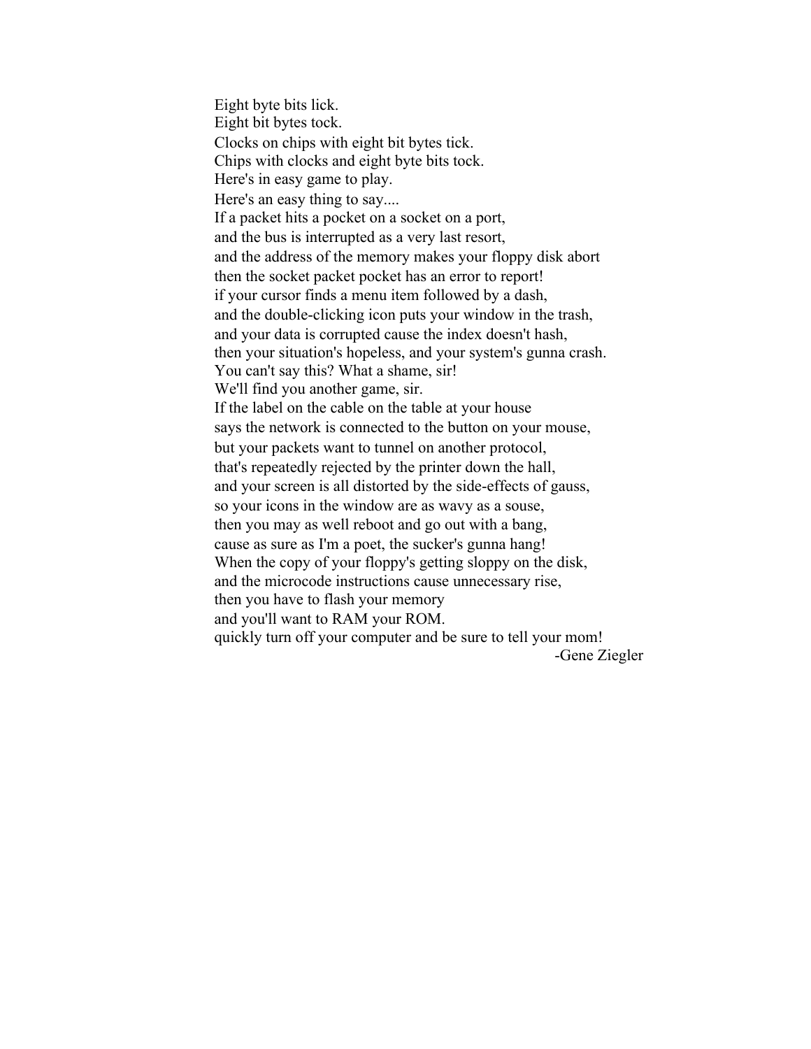Eight byte bits lick.  
Eight bit bytes tock.  
Clocks on chips with eight bit bytes tick.  
Chips with clocks and eight byte bits tock.  
Here's in easy game to play.  
Here's an easy thing to say....  
If a packet hits a pocket on a socket on a port,  
and the bus is interrupted as a very last resort,  
and the address of the memory makes your floppy disk abort  
then the socket packet pocket has an error to report!  
if your cursor finds a menu item followed by a dash,  
and the double-clicking icon puts your window in the trash,  
and your data is corrupted cause the index doesn't hash,  
then your situation's hopeless, and your system's gunna crash.  
You can't say this? What a shame, sir!  
We'll find you another game, sir.  
If the label on the cable on the table at your house  
says the network is connected to the button on your mouse,  
but your packets want to tunnel on another protocol,  
that's repeatedly rejected by the printer down the hall,  
and your screen is all distorted by the side-effects of gauss,  
so your icons in the window are as wavy as a souse,  
then you may as well reboot and go out with a bang,  
cause as sure as I'm a poet, the sucker's gunna hang!  
When the copy of your floppy's getting sloppy on the disk,  
and the microcode instructions cause unnecessary rise,  
then you have to flash your memory  
and you'll want to RAM your ROM.  
quickly turn off your computer and be sure to tell your mom!

-Gene Ziegler